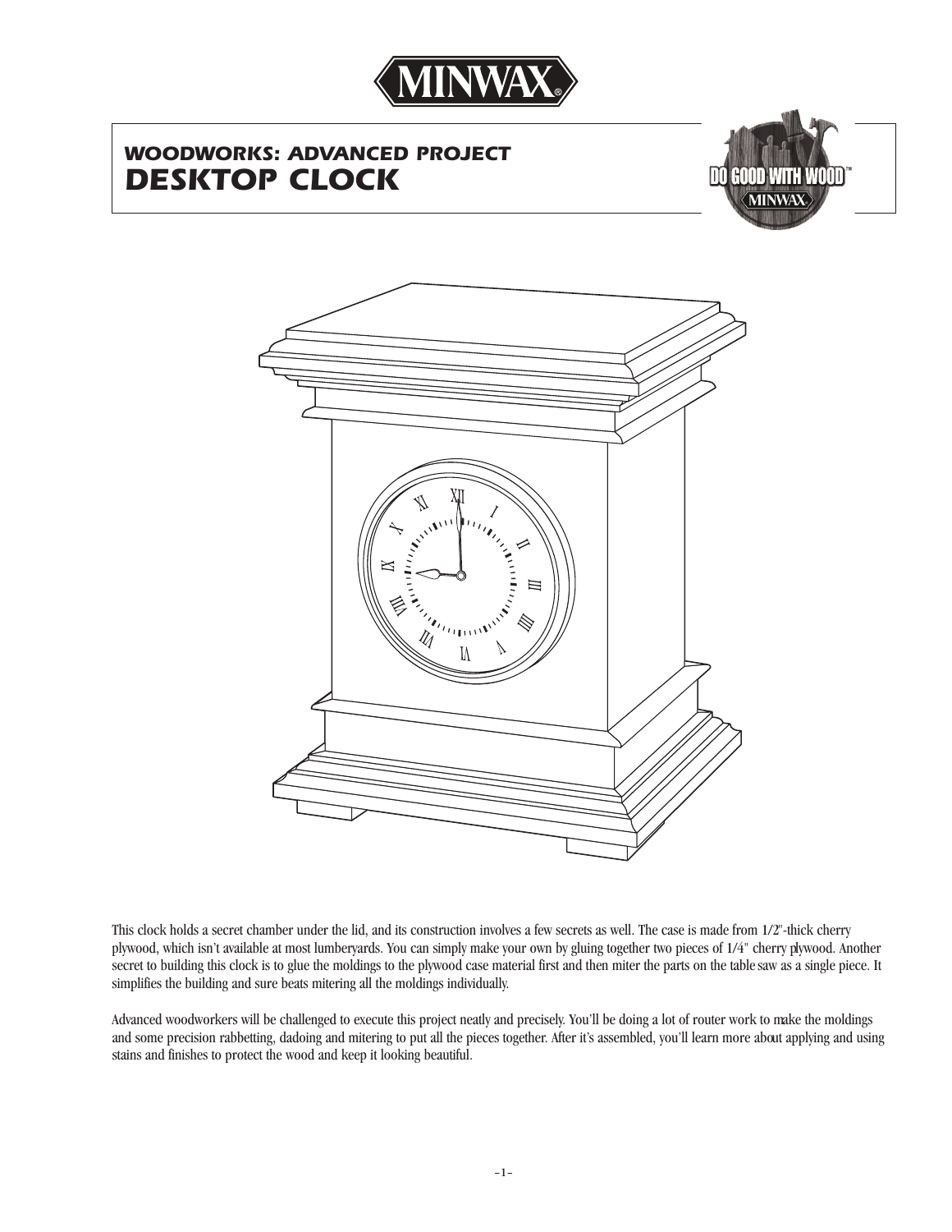# WOODWORKS: ADVANCED PROJECT
# DESKTOP CLOCK

This clock holds a secret chamber under the lid, and its construction involves a few secrets as well. The case is made from 1/2"-thick cherry plywood, which isn't available at most lumberyards. You can simply make your own by gluing together two pieces of 1/4" cherry plywood. Another secret to building this clock is to glue the moldings to the plywood case material first and then miter the parts on the table saw as a single piece. It simplifies the building and sure beats mitering all the moldings individually.

Advanced woodworkers will be challenged to execute this project neatly and precisely. You'll be doing a lot of router work to make the moldings and some precision rabbetting, dadoing and mitering to put all the pieces together. After it's assembled, you'll learn more about applying and using stains and finishes to protect the wood and keep it looking beautiful.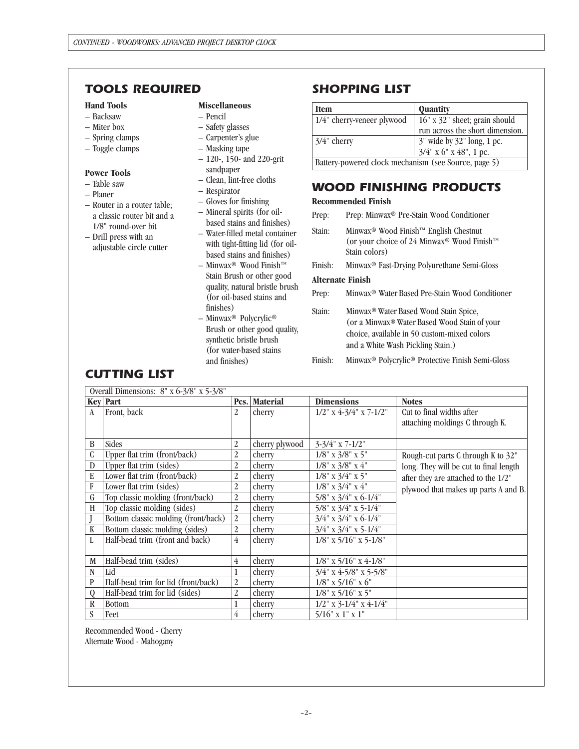## TOOLS REQUIRED

**Hand Tools**
- Backsaw
- Miter box
- Spring clamps
- Toggle clamps

**Power Tools**
- Table saw
- Planer
- Router in a router table; a classic router bit and a 1/8" round-over bit
- Drill press with an adjustable circle cutter

**Miscellaneous**
- Pencil
- Safety glasses
- Carpenter's glue
- Masking tape
- 120-, 150- and 220-grit sandpaper
- Clean, lint-free cloths
- Respirator
- Gloves for finishing
- Mineral spirits (for oil-based stains and finishes)
- Water-filled metal container with tight-fitting lid (for oil-based stains and finishes)
- Minwax® Wood Finish™ Stain Brush or other good quality, natural bristle brush (for oil-based stains and finishes)
- Minwax® Polycrylic® Brush or other good quality, synthetic bristle brush (for water-based stains and finishes)

## SHOPPING LIST

| Item | Quantity |
|---|---|
| 1/4" cherry-veneer plywood | 16" x 32" sheet; grain should run across the short dimension. |
| 3/4" cherry | 3" wide by 32" long, 1 pc.<br>3/4" x 6" x 48", 1 pc. |
| Battery-powered clock mechanism (see Source, page 5) | |

## WOOD FINISHING PRODUCTS

**Recommended Finish**

Prep: Prep: Minwax® Pre-Stain Wood Conditioner

Stain: Minwax® Wood Finish™ English Chestnut (or your choice of 24 Minwax® Wood Finish™ Stain colors)

Finish: Minwax® Fast-Drying Polyurethane Semi-Gloss

**Alternate Finish**

Prep: Minwax® Water Based Pre-Stain Wood Conditioner

Stain: Minwax® Water Based Wood Stain Spice, (or a Minwax® Water Based Wood Stain of your choice, available in 50 custom-mixed colors and a White Wash Pickling Stain.)

Finish: Minwax® Polycrylic® Protective Finish Semi-Gloss

## CUTTING LIST

Overall Dimensions: 8" x 6-3/8" x 5-3/8"

| Key | Part | Pcs. | Material | Dimensions | Notes |
|---|---|---|---|---|---|
| A | Front, back | 2 | cherry | 1/2" x 4-3/4" x 7-1/2" | Cut to final widths after attaching moldings C through K. |
| B | Sides | 2 | cherry plywood | 3-3/4" x 7-1/2" | |
| C | Upper flat trim (front/back) | 2 | cherry | 1/8" x 3/8" x 5" | Rough-cut parts C through K to 32" long. They will be cut to final length after they are attached to the 1/2" plywood that makes up parts A and B. |
| D | Upper flat trim (sides) | 2 | cherry | 1/8" x 3/8" x 4" | |
| E | Lower flat trim (front/back) | 2 | cherry | 1/8" x 3/4" x 5" | |
| F | Lower flat trim (sides) | 2 | cherry | 1/8" x 3/4" x 4" | |
| G | Top classic molding (front/back) | 2 | cherry | 5/8" x 3/4" x 6-1/4" | |
| H | Top classic molding (sides) | 2 | cherry | 5/8" x 3/4" x 5-1/4" | |
| J | Bottom classic molding (front/back) | 2 | cherry | 3/4" x 3/4" x 6-1/4" | |
| K | Bottom classic molding (sides) | 2 | cherry | 3/4" x 3/4" x 5-1/4" | |
| L | Half-bead trim (front and back) | 4 | cherry | 1/8" x 5/16" x 5-1/8" | |
| M | Half-bead trim (sides) | 4 | cherry | 1/8" x 5/16" x 4-1/8" | |
| N | Lid | 1 | cherry | 3/4" x 4-5/8" x 5-5/8" | |
| P | Half-bead trim for lid (front/back) | 2 | cherry | 1/8" x 5/16" x 6" | |
| Q | Half-bead trim for lid (sides) | 2 | cherry | 1/8" x 5/16" x 5" | |
| R | Bottom | 1 | cherry | 1/2" x 3-1/4" x 4-1/4" | |
| S | Feet | 4 | cherry | 5/16" x 1" x 1" | |

Recommended Wood - Cherry
Alternate Wood - Mahogany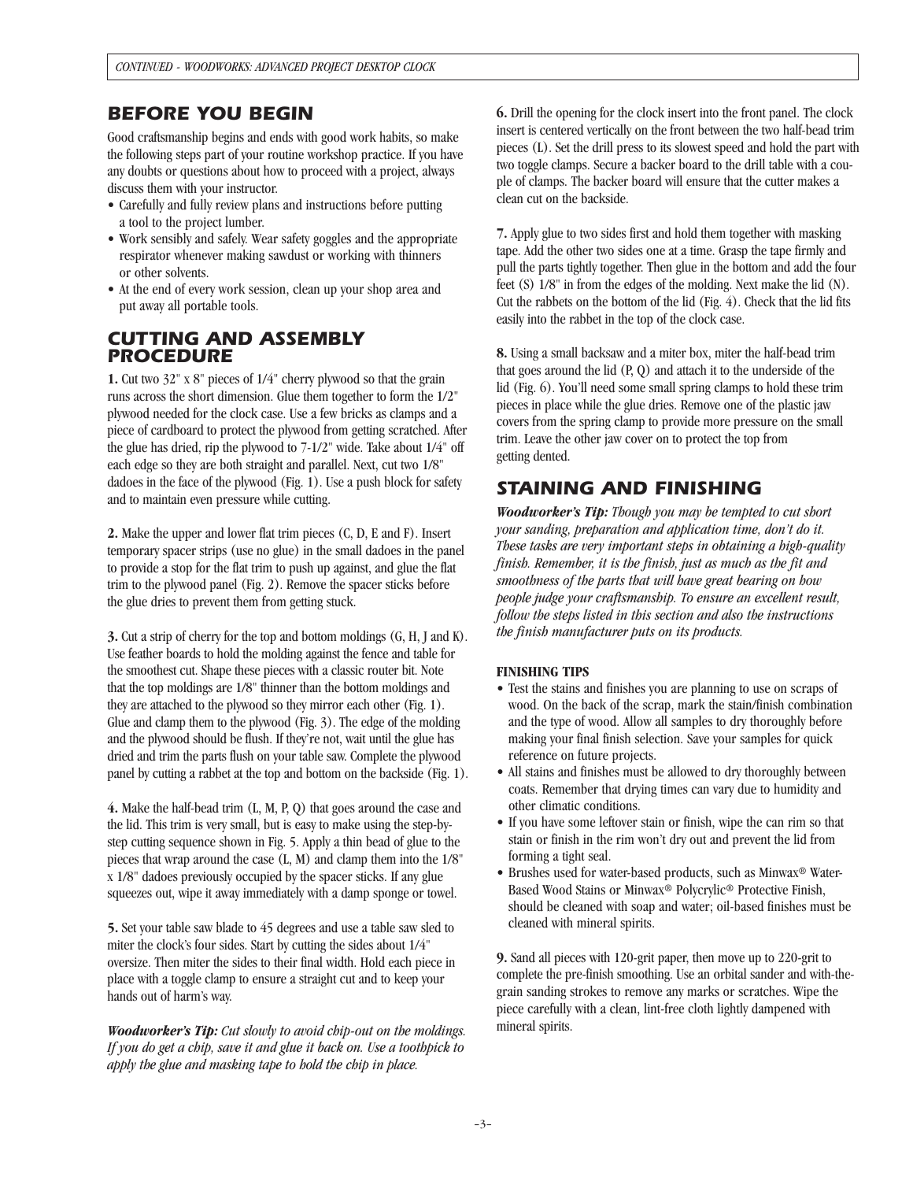## BEFORE YOU BEGIN

Good craftsmanship begins and ends with good work habits, so make the following steps part of your routine workshop practice. If you have any doubts or questions about how to proceed with a project, always discuss them with your instructor.

- Carefully and fully review plans and instructions before putting a tool to the project lumber.
- Work sensibly and safely. Wear safety goggles and the appropriate respirator whenever making sawdust or working with thinners or other solvents.
- At the end of every work session, clean up your shop area and put away all portable tools.

## CUTTING AND ASSEMBLY PROCEDURE

**1.** Cut two 32" x 8" pieces of 1/4" cherry plywood so that the grain runs across the short dimension. Glue them together to form the 1/2" plywood needed for the clock case. Use a few bricks as clamps and a piece of cardboard to protect the plywood from getting scratched. After the glue has dried, rip the plywood to 7-1/2" wide. Take about 1/4" off each edge so they are both straight and parallel. Next, cut two 1/8" dadoes in the face of the plywood (Fig. 1). Use a push block for safety and to maintain even pressure while cutting.

**2.** Make the upper and lower flat trim pieces (C, D, E and F). Insert temporary spacer strips (use no glue) in the small dadoes in the panel to provide a stop for the flat trim to push up against, and glue the flat trim to the plywood panel (Fig. 2). Remove the spacer sticks before the glue dries to prevent them from getting stuck.

**3.** Cut a strip of cherry for the top and bottom moldings (G, H, J and K). Use feather boards to hold the molding against the fence and table for the smoothest cut. Shape these pieces with a classic router bit. Note that the top moldings are 1/8" thinner than the bottom moldings and they are attached to the plywood so they mirror each other (Fig. 1). Glue and clamp them to the plywood (Fig. 3). The edge of the molding and the plywood should be flush. If they're not, wait until the glue has dried and trim the parts flush on your table saw. Complete the plywood panel by cutting a rabbet at the top and bottom on the backside (Fig. 1).

**4.** Make the half-bead trim (L, M, P, Q) that goes around the case and the lid. This trim is very small, but is easy to make using the step-by-step cutting sequence shown in Fig. 5. Apply a thin bead of glue to the pieces that wrap around the case (L, M) and clamp them into the 1/8" x 1/8" dadoes previously occupied by the spacer sticks. If any glue squeezes out, wipe it away immediately with a damp sponge or towel.

**5.** Set your table saw blade to 45 degrees and use a table saw sled to miter the clock's four sides. Start by cutting the sides about 1/4" oversize. Then miter the sides to their final width. Hold each piece in place with a toggle clamp to ensure a straight cut and to keep your hands out of harm's way.

***Woodworker's Tip:*** *Cut slowly to avoid chip-out on the moldings. If you do get a chip, save it and glue it back on. Use a toothpick to apply the glue and masking tape to hold the chip in place.*

**6.** Drill the opening for the clock insert into the front panel. The clock insert is centered vertically on the front between the two half-bead trim pieces (L). Set the drill press to its slowest speed and hold the part with two toggle clamps. Secure a backer board to the drill table with a couple of clamps. The backer board will ensure that the cutter makes a clean cut on the backside.

**7.** Apply glue to two sides first and hold them together with masking tape. Add the other two sides one at a time. Grasp the tape firmly and pull the parts tightly together. Then glue in the bottom and add the four feet (S) 1/8" in from the edges of the molding. Next make the lid (N). Cut the rabbets on the bottom of the lid (Fig. 4). Check that the lid fits easily into the rabbet in the top of the clock case.

**8.** Using a small backsaw and a miter box, miter the half-bead trim that goes around the lid (P, Q) and attach it to the underside of the lid (Fig. 6). You'll need some small spring clamps to hold these trim pieces in place while the glue dries. Remove one of the plastic jaw covers from the spring clamp to provide more pressure on the small trim. Leave the other jaw cover on to protect the top from getting dented.

## STAINING AND FINISHING

***Woodworker's Tip:*** *Though you may be tempted to cut short your sanding, preparation and application time, don't do it. These tasks are very important steps in obtaining a high-quality finish. Remember, it is the finish, just as much as the fit and smoothness of the parts that will have great bearing on how people judge your craftsmanship. To ensure an excellent result, follow the steps listed in this section and also the instructions the finish manufacturer puts on its products.*

**FINISHING TIPS**

- Test the stains and finishes you are planning to use on scraps of wood. On the back of the scrap, mark the stain/finish combination and the type of wood. Allow all samples to dry thoroughly before making your final finish selection. Save your samples for quick reference on future projects.
- All stains and finishes must be allowed to dry thoroughly between coats. Remember that drying times can vary due to humidity and other climatic conditions.
- If you have some leftover stain or finish, wipe the can rim so that stain or finish in the rim won't dry out and prevent the lid from forming a tight seal.
- Brushes used for water-based products, such as Minwax® Water-Based Wood Stains or Minwax® Polycrylic® Protective Finish, should be cleaned with soap and water; oil-based finishes must be cleaned with mineral spirits.

**9.** Sand all pieces with 120-grit paper, then move up to 220-grit to complete the pre-finish smoothing. Use an orbital sander and with-the-grain sanding strokes to remove any marks or scratches. Wipe the piece carefully with a clean, lint-free cloth lightly dampened with mineral spirits.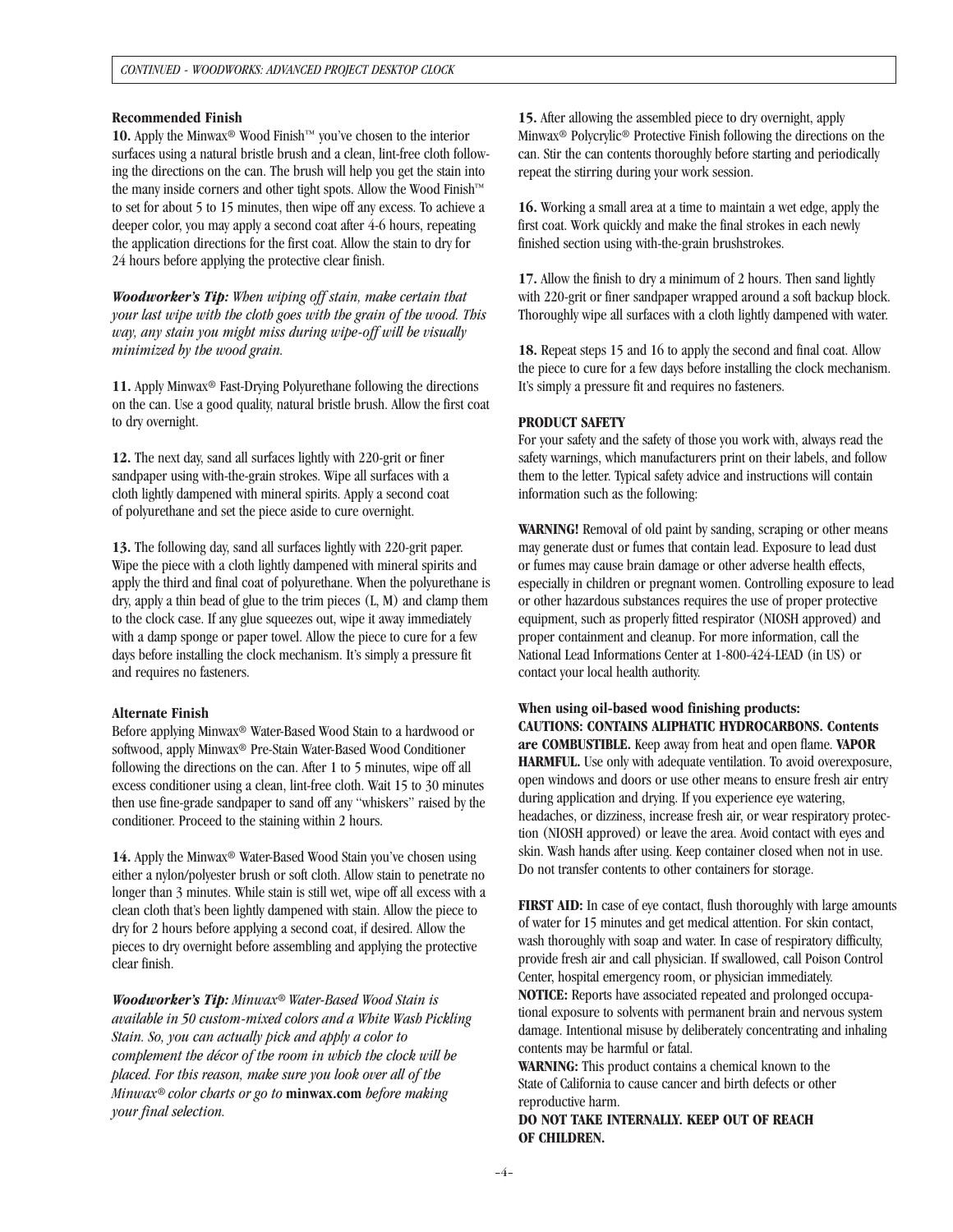### Recommended Finish

**10.** Apply the Minwax® Wood Finish™ you've chosen to the interior surfaces using a natural bristle brush and a clean, lint-free cloth following the directions on the can. The brush will help you get the stain into the many inside corners and other tight spots. Allow the Wood Finish™ to set for about 5 to 15 minutes, then wipe off any excess. To achieve a deeper color, you may apply a second coat after 4-6 hours, repeating the application directions for the first coat. Allow the stain to dry for 24 hours before applying the protective clear finish.

***Woodworker's Tip:*** *When wiping off stain, make certain that your last wipe with the cloth goes with the grain of the wood. This way, any stain you might miss during wipe-off will be visually minimized by the wood grain.*

**11.** Apply Minwax® Fast-Drying Polyurethane following the directions on the can. Use a good quality, natural bristle brush. Allow the first coat to dry overnight.

**12.** The next day, sand all surfaces lightly with 220-grit or finer sandpaper using with-the-grain strokes. Wipe all surfaces with a cloth lightly dampened with mineral spirits. Apply a second coat of polyurethane and set the piece aside to cure overnight.

**13.** The following day, sand all surfaces lightly with 220-grit paper. Wipe the piece with a cloth lightly dampened with mineral spirits and apply the third and final coat of polyurethane. When the polyurethane is dry, apply a thin bead of glue to the trim pieces (L, M) and clamp them to the clock case. If any glue squeezes out, wipe it away immediately with a damp sponge or paper towel. Allow the piece to cure for a few days before installing the clock mechanism. It's simply a pressure fit and requires no fasteners.

### Alternate Finish

Before applying Minwax® Water-Based Wood Stain to a hardwood or softwood, apply Minwax® Pre-Stain Water-Based Wood Conditioner following the directions on the can. After 1 to 5 minutes, wipe off all excess conditioner using a clean, lint-free cloth. Wait 15 to 30 minutes then use fine-grade sandpaper to sand off any "whiskers" raised by the conditioner. Proceed to the staining within 2 hours.

**14.** Apply the Minwax® Water-Based Wood Stain you've chosen using either a nylon/polyester brush or soft cloth. Allow stain to penetrate no longer than 3 minutes. While stain is still wet, wipe off all excess with a clean cloth that's been lightly dampened with stain. Allow the piece to dry for 2 hours before applying a second coat, if desired. Allow the pieces to dry overnight before assembling and applying the protective clear finish.

***Woodworker's Tip:*** *Minwax® Water-Based Wood Stain is available in 50 custom-mixed colors and a White Wash Pickling Stain. So, you can actually pick and apply a color to complement the décor of the room in which the clock will be placed. For this reason, make sure you look over all of the Minwax® color charts or go to* **minwax.com** *before making your final selection.*

**15.** After allowing the assembled piece to dry overnight, apply Minwax® Polycrylic® Protective Finish following the directions on the can. Stir the can contents thoroughly before starting and periodically repeat the stirring during your work session.

**16.** Working a small area at a time to maintain a wet edge, apply the first coat. Work quickly and make the final strokes in each newly finished section using with-the-grain brushstrokes.

**17.** Allow the finish to dry a minimum of 2 hours. Then sand lightly with 220-grit or finer sandpaper wrapped around a soft backup block. Thoroughly wipe all surfaces with a cloth lightly dampened with water.

**18.** Repeat steps 15 and 16 to apply the second and final coat. Allow the piece to cure for a few days before installing the clock mechanism. It's simply a pressure fit and requires no fasteners.

### PRODUCT SAFETY

For your safety and the safety of those you work with, always read the safety warnings, which manufacturers print on their labels, and follow them to the letter. Typical safety advice and instructions will contain information such as the following:

**WARNING!** Removal of old paint by sanding, scraping or other means may generate dust or fumes that contain lead. Exposure to lead dust or fumes may cause brain damage or other adverse health effects, especially in children or pregnant women. Controlling exposure to lead or other hazardous substances requires the use of proper protective equipment, such as properly fitted respirator (NIOSH approved) and proper containment and cleanup. For more information, call the National Lead Informations Center at 1-800-424-LEAD (in US) or contact your local health authority.

**When using oil-based wood finishing products:**
**CAUTIONS: CONTAINS ALIPHATIC HYDROCARBONS. Contents are COMBUSTIBLE.** Keep away from heat and open flame. **VAPOR HARMFUL.** Use only with adequate ventilation. To avoid overexposure, open windows and doors or use other means to ensure fresh air entry during application and drying. If you experience eye watering, headaches, or dizziness, increase fresh air, or wear respiratory protection (NIOSH approved) or leave the area. Avoid contact with eyes and skin. Wash hands after using. Keep container closed when not in use. Do not transfer contents to other containers for storage.

**FIRST AID:** In case of eye contact, flush thoroughly with large amounts of water for 15 minutes and get medical attention. For skin contact, wash thoroughly with soap and water. In case of respiratory difficulty, provide fresh air and call physician. If swallowed, call Poison Control Center, hospital emergency room, or physician immediately.
**NOTICE:** Reports have associated repeated and prolonged occupational exposure to solvents with permanent brain and nervous system damage. Intentional misuse by deliberately concentrating and inhaling contents may be harmful or fatal.
**WARNING:** This product contains a chemical known to the State of California to cause cancer and birth defects or other reproductive harm.
**DO NOT TAKE INTERNALLY. KEEP OUT OF REACH OF CHILDREN.**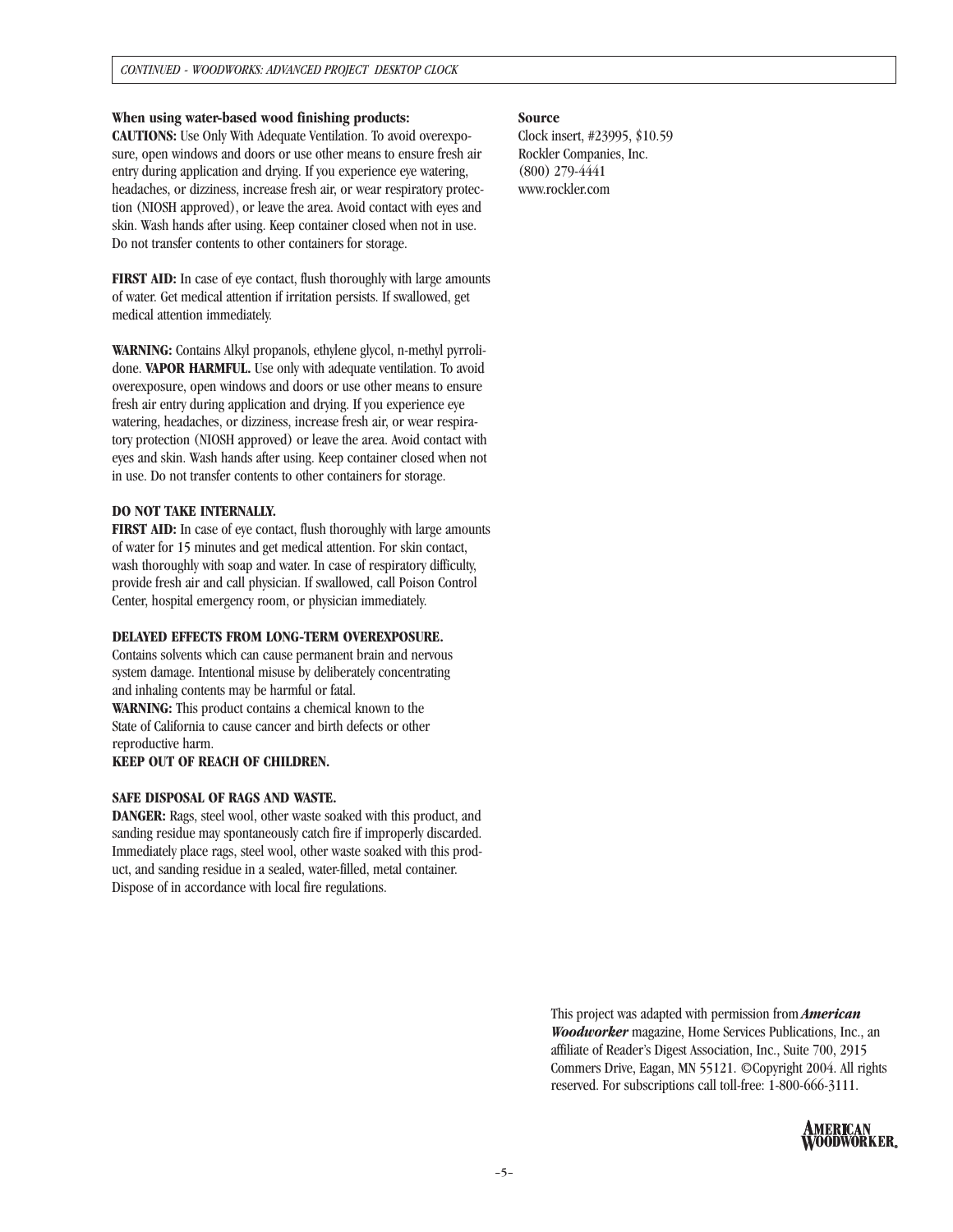**When using water-based wood finishing products:**
**CAUTIONS:** Use Only With Adequate Ventilation. To avoid overexposure, open windows and doors or use other means to ensure fresh air entry during application and drying. If you experience eye watering, headaches, or dizziness, increase fresh air, or wear respiratory protection (NIOSH approved), or leave the area. Avoid contact with eyes and skin. Wash hands after using. Keep container closed when not in use. Do not transfer contents to other containers for storage.

**FIRST AID:** In case of eye contact, flush thoroughly with large amounts of water. Get medical attention if irritation persists. If swallowed, get medical attention immediately.

**WARNING:** Contains Alkyl propanols, ethylene glycol, n-methyl pyrrolidone. **VAPOR HARMFUL.** Use only with adequate ventilation. To avoid overexposure, open windows and doors or use other means to ensure fresh air entry during application and drying. If you experience eye watering, headaches, or dizziness, increase fresh air, or wear respiratory protection (NIOSH approved) or leave the area. Avoid contact with eyes and skin. Wash hands after using. Keep container closed when not in use. Do not transfer contents to other containers for storage.

**DO NOT TAKE INTERNALLY.**
**FIRST AID:** In case of eye contact, flush thoroughly with large amounts of water for 15 minutes and get medical attention. For skin contact, wash thoroughly with soap and water. In case of respiratory difficulty, provide fresh air and call physician. If swallowed, call Poison Control Center, hospital emergency room, or physician immediately.

**DELAYED EFFECTS FROM LONG-TERM OVEREXPOSURE.**
Contains solvents which can cause permanent brain and nervous system damage. Intentional misuse by deliberately concentrating and inhaling contents may be harmful or fatal.
**WARNING:** This product contains a chemical known to the State of California to cause cancer and birth defects or other reproductive harm.
**KEEP OUT OF REACH OF CHILDREN.**

**SAFE DISPOSAL OF RAGS AND WASTE.**
**DANGER:** Rags, steel wool, other waste soaked with this product, and sanding residue may spontaneously catch fire if improperly discarded. Immediately place rags, steel wool, other waste soaked with this product, and sanding residue in a sealed, water-filled, metal container. Dispose of in accordance with local fire regulations.

**Source**
Clock insert, #23995, $10.59
Rockler Companies, Inc.
(800) 279-4441
www.rockler.com

This project was adapted with permission from ***American Woodworker*** magazine, Home Services Publications, Inc., an affiliate of Reader's Digest Association, Inc., Suite 700, 2915 Commers Drive, Eagan, MN 55121. ©Copyright 2004. All rights reserved. For subscriptions call toll-free: 1-800-666-3111.

AMERICAN WOODWORKER.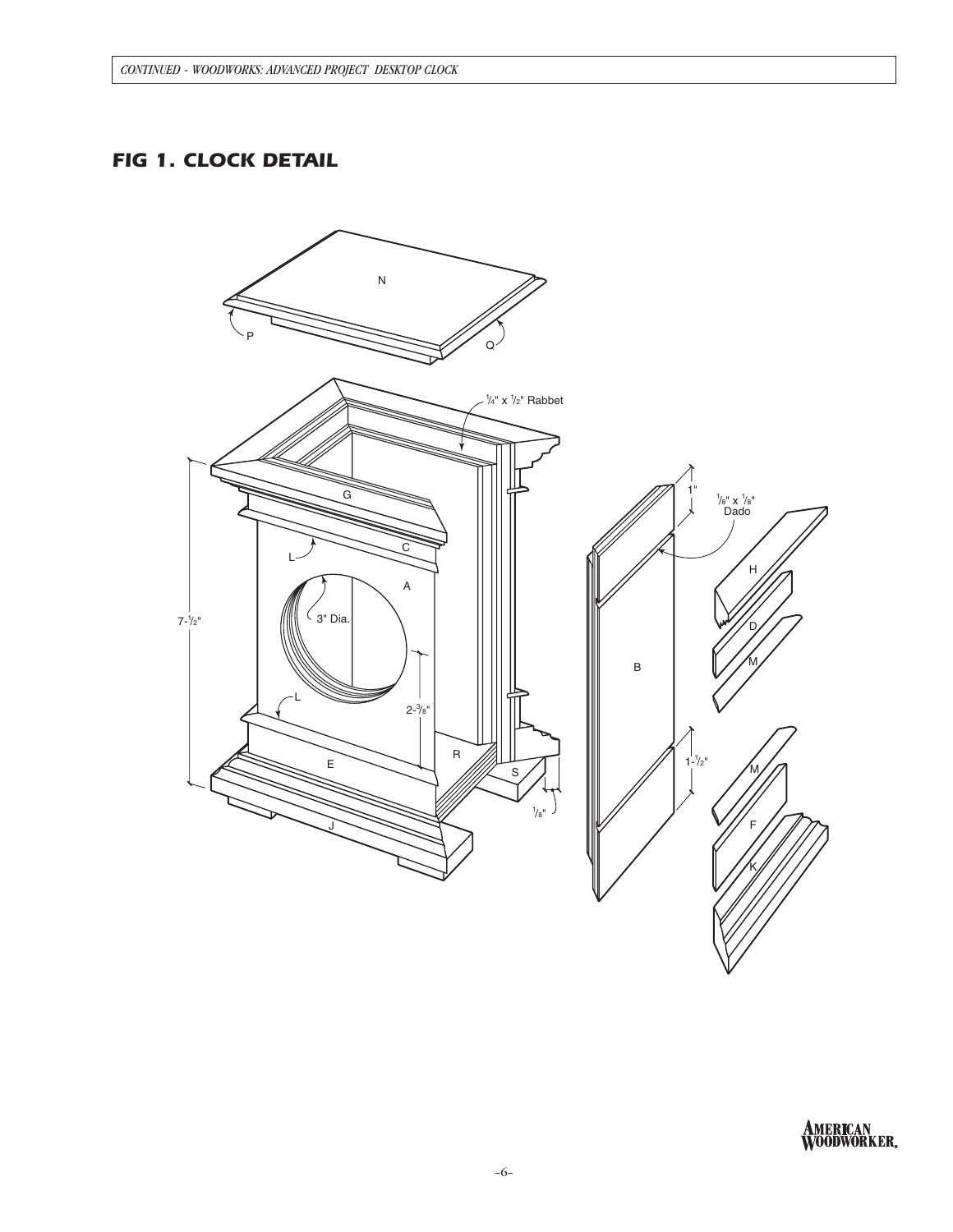## FIG 1. CLOCK DETAIL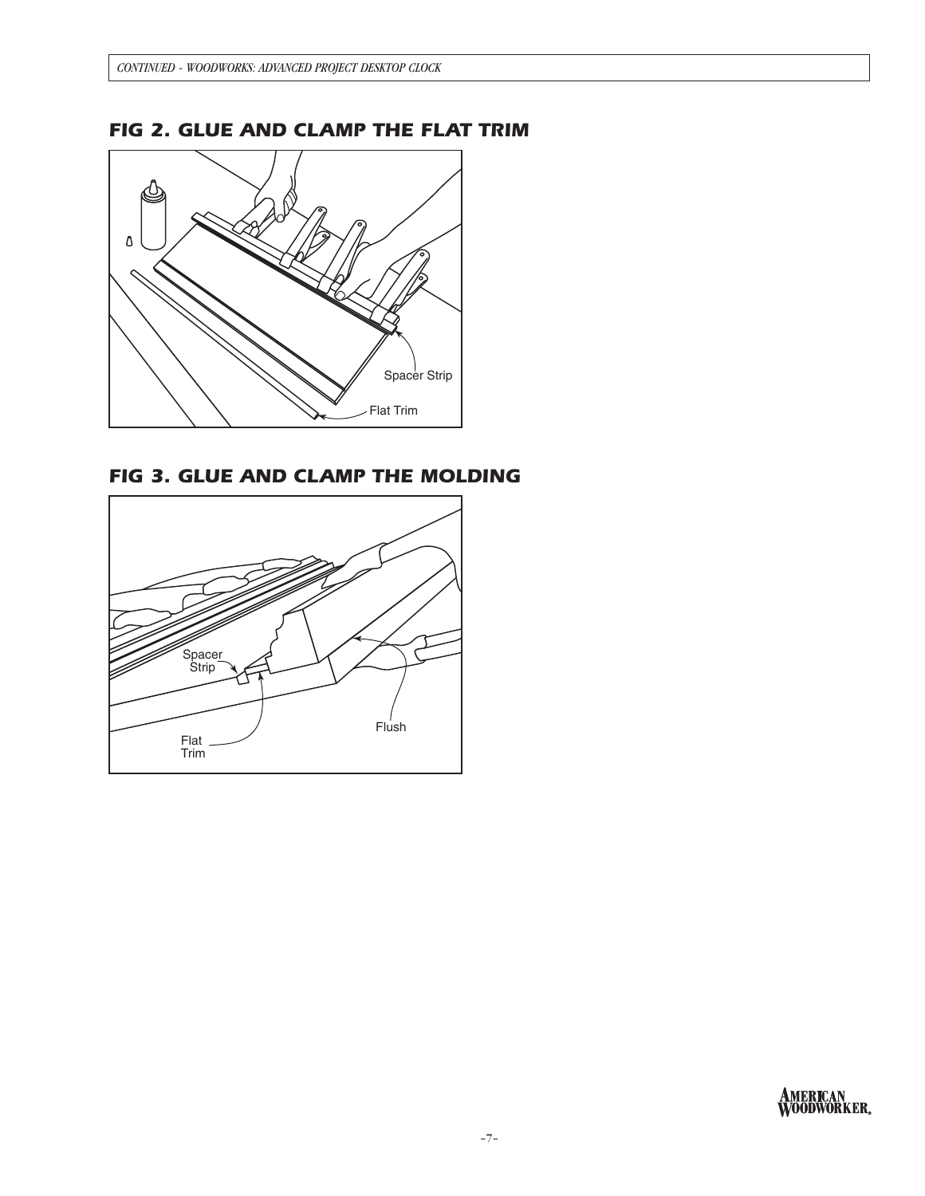## FIG 2. GLUE AND CLAMP THE FLAT TRIM

Spacer Strip

Flat Trim

## FIG 3. GLUE AND CLAMP THE MOLDING

Spacer Strip

Flat Trim

Flush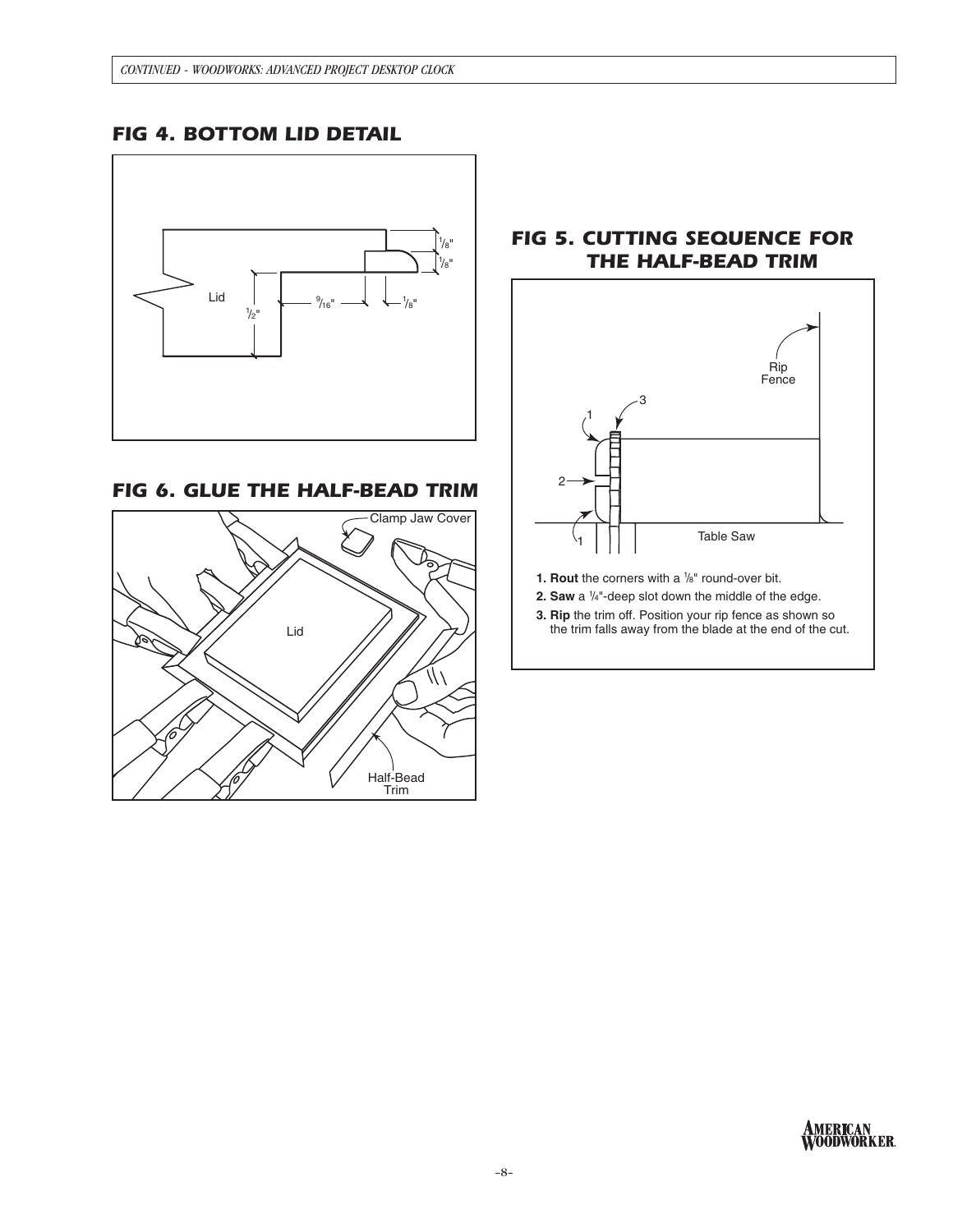## FIG 4. BOTTOM LID DETAIL

Lid

1/8"

1/8"

1/2"

9/16"

1/8"

## FIG 5. CUTTING SEQUENCE FOR THE HALF-BEAD TRIM

Rip Fence

3

1

2

1

Table Saw

1. **Rout** the corners with a 1/8" round-over bit.
2. **Saw** a 1/4"-deep slot down the middle of the edge.
3. **Rip** the trim off. Position your rip fence as shown so the trim falls away from the blade at the end of the cut.

## FIG 6. GLUE THE HALF-BEAD TRIM

Clamp Jaw Cover

Lid

Half-Bead Trim